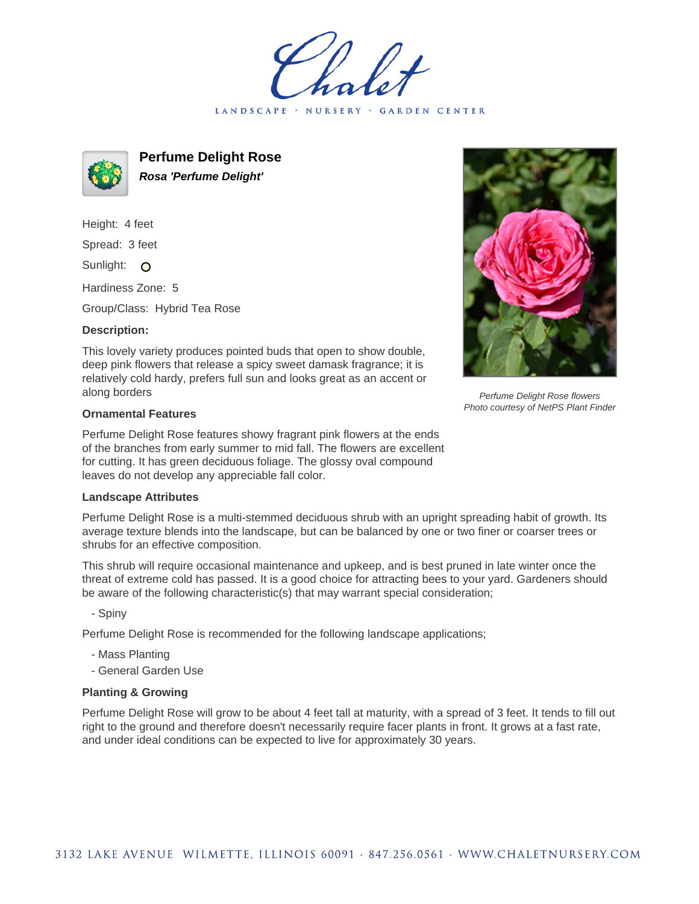Chalet

LANDSCAPE · NURSERY · GARDEN CENTER

# Perfume Delight Rose

***Rosa 'Perfume Delight'***

Height: 4 feet

Spread: 3 feet

Sunlight: O

Hardiness Zone: 5

Group/Class: Hybrid Tea Rose

### Description:

This lovely variety produces pointed buds that open to show double, deep pink flowers that release a spicy sweet damask fragrance; it is relatively cold hardy, prefers full sun and looks great as an accent or along borders

*Perfume Delight Rose flowers*
*Photo courtesy of NetPS Plant Finder*

### Ornamental Features

Perfume Delight Rose features showy fragrant pink flowers at the ends of the branches from early summer to mid fall. The flowers are excellent for cutting. It has green deciduous foliage. The glossy oval compound leaves do not develop any appreciable fall color.

### Landscape Attributes

Perfume Delight Rose is a multi-stemmed deciduous shrub with an upright spreading habit of growth. Its average texture blends into the landscape, but can be balanced by one or two finer or coarser trees or shrubs for an effective composition.

This shrub will require occasional maintenance and upkeep, and is best pruned in late winter once the threat of extreme cold has passed. It is a good choice for attracting bees to your yard. Gardeners should be aware of the following characteristic(s) that may warrant special consideration;

- Spiny

Perfume Delight Rose is recommended for the following landscape applications;

- Mass Planting
- General Garden Use

### Planting & Growing

Perfume Delight Rose will grow to be about 4 feet tall at maturity, with a spread of 3 feet. It tends to fill out right to the ground and therefore doesn't necessarily require facer plants in front. It grows at a fast rate, and under ideal conditions can be expected to live for approximately 30 years.

3132 LAKE AVENUE WILMETTE, ILLINOIS 60091 · 847.256.0561 · WWW.CHALETNURSERY.COM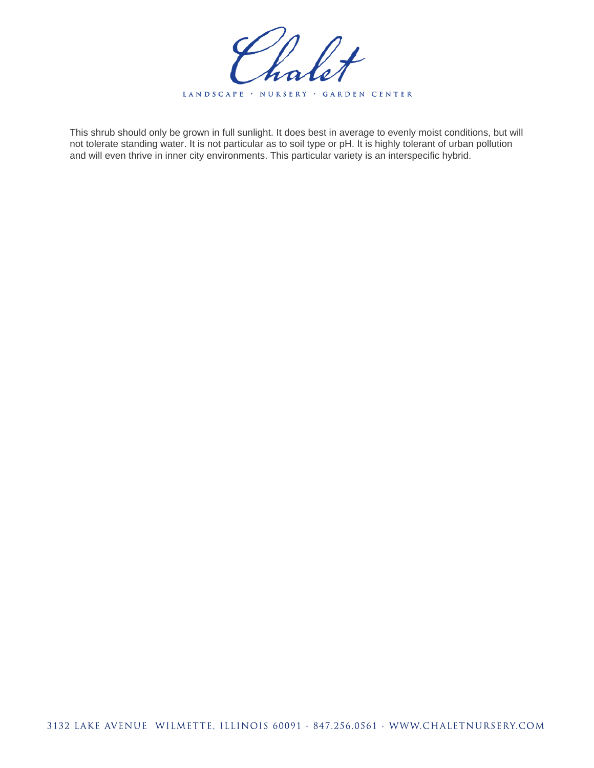This shrub should only be grown in full sunlight. It does best in average to evenly moist conditions, but will not tolerate standing water. It is not particular as to soil type or pH. It is highly tolerant of urban pollution and will even thrive in inner city environments. This particular variety is an interspecific hybrid.